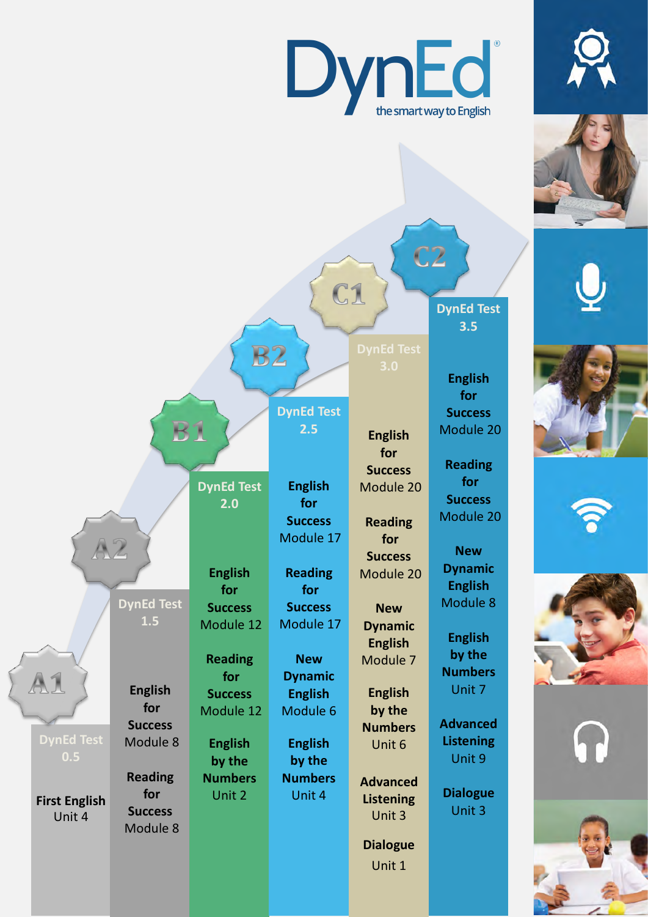# DynEd

the smart way to English

| A1 | A2 | B1 | B2 | C1 | C2 |
|---|---|---|---|---|---|
| DynEd Test 0.5 | DynEd Test 1.5 | DynEd Test 2.0 | DynEd Test 2.5 | DynEd Test 3.0 | DynEd Test 3.5 |
| **First English** Unit 4 | **English for Success** Module 8 | **English for Success** Module 12 | **English for Success** Module 17 | **English for Success** Module 20 | **English for Success** Module 20 |
| | **Reading for Success** Module 8 | **Reading for Success** Module 12 | **Reading for Success** Module 17 | **Reading for Success** Module 20 | **Reading for Success** Module 20 |
| | | **English by the Numbers** Unit 2 | **New Dynamic English** Module 6 | **New Dynamic English** Module 7 | **New Dynamic English** Module 8 |
| | | | **English by the Numbers** Unit 4 | **English by the Numbers** Unit 6 | **English by the Numbers** Unit 7 |
| | | | | **Advanced Listening** Unit 3 | **Advanced Listening** Unit 9 |
| | | | | **Dialogue** Unit 1 | **Dialogue** Unit 3 |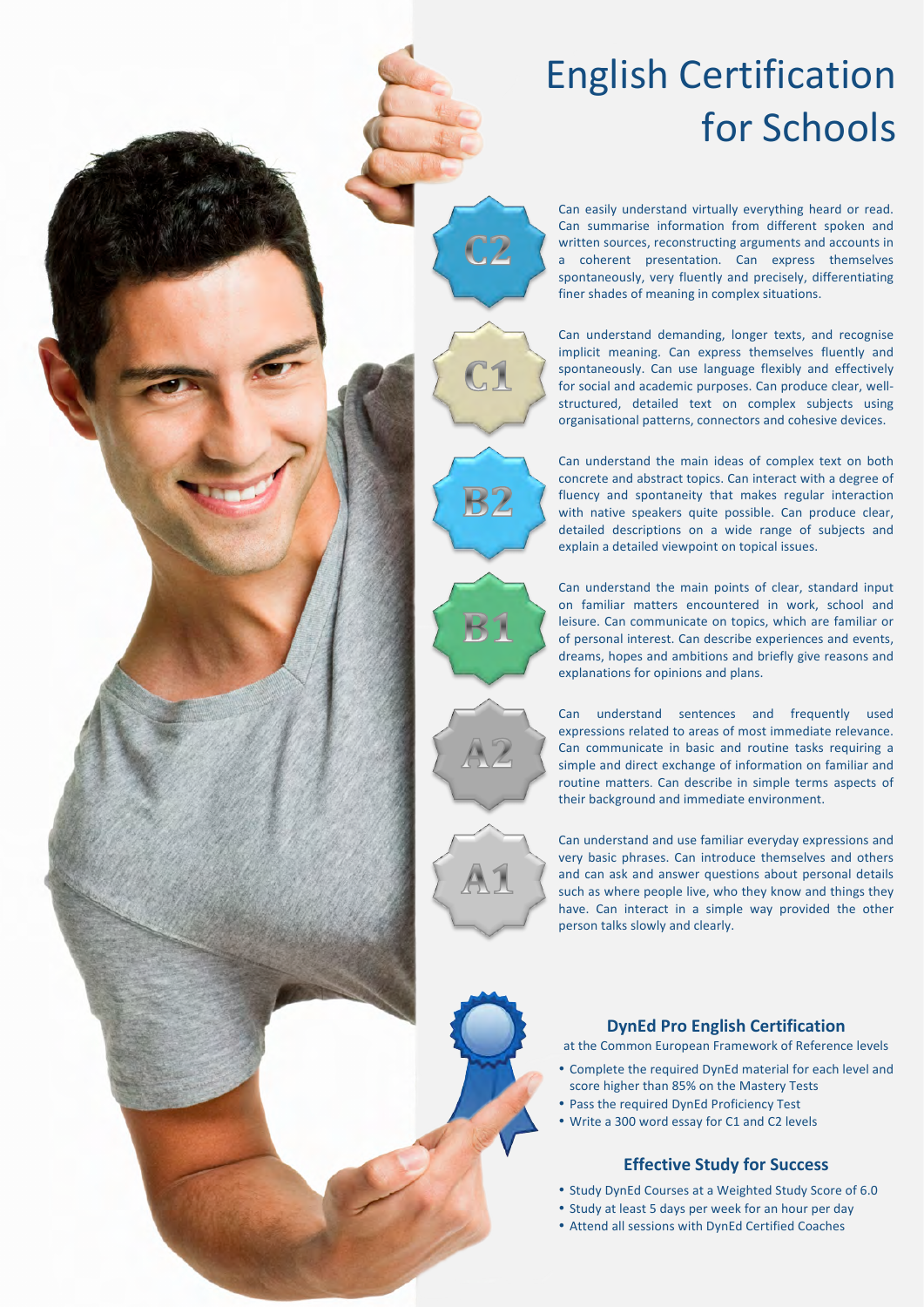# English Certification for Schools

**C2**

Can easily understand virtually everything heard or read. Can summarise information from different spoken and written sources, reconstructing arguments and accounts in a coherent presentation. Can express themselves spontaneously, very fluently and precisely, differentiating finer shades of meaning in complex situations.

**C1**

Can understand demanding, longer texts, and recognise implicit meaning. Can express themselves fluently and spontaneously. Can use language flexibly and effectively for social and academic purposes. Can produce clear, well-structured, detailed text on complex subjects using organisational patterns, connectors and cohesive devices.

**B2**

Can understand the main ideas of complex text on both concrete and abstract topics. Can interact with a degree of fluency and spontaneity that makes regular interaction with native speakers quite possible. Can produce clear, detailed descriptions on a wide range of subjects and explain a detailed viewpoint on topical issues.

**B1**

Can understand the main points of clear, standard input on familiar matters encountered in work, school and leisure. Can communicate on topics, which are familiar or of personal interest. Can describe experiences and events, dreams, hopes and ambitions and briefly give reasons and explanations for opinions and plans.

**A2**

Can understand sentences and frequently used expressions related to areas of most immediate relevance. Can communicate in basic and routine tasks requiring a simple and direct exchange of information on familiar and routine matters. Can describe in simple terms aspects of their background and immediate environment.

**A1**

Can understand and use familiar everyday expressions and very basic phrases. Can introduce themselves and others and can ask and answer questions about personal details such as where people live, who they know and things they have. Can interact in a simple way provided the other person talks slowly and clearly.

## DynEd Pro English Certification

at the Common European Framework of Reference levels

- Complete the required DynEd material for each level and score higher than 85% on the Mastery Tests
- Pass the required DynEd Proficiency Test
- Write a 300 word essay for C1 and C2 levels

## Effective Study for Success

- Study DynEd Courses at a Weighted Study Score of 6.0
- Study at least 5 days per week for an hour per day
- Attend all sessions with DynEd Certified Coaches